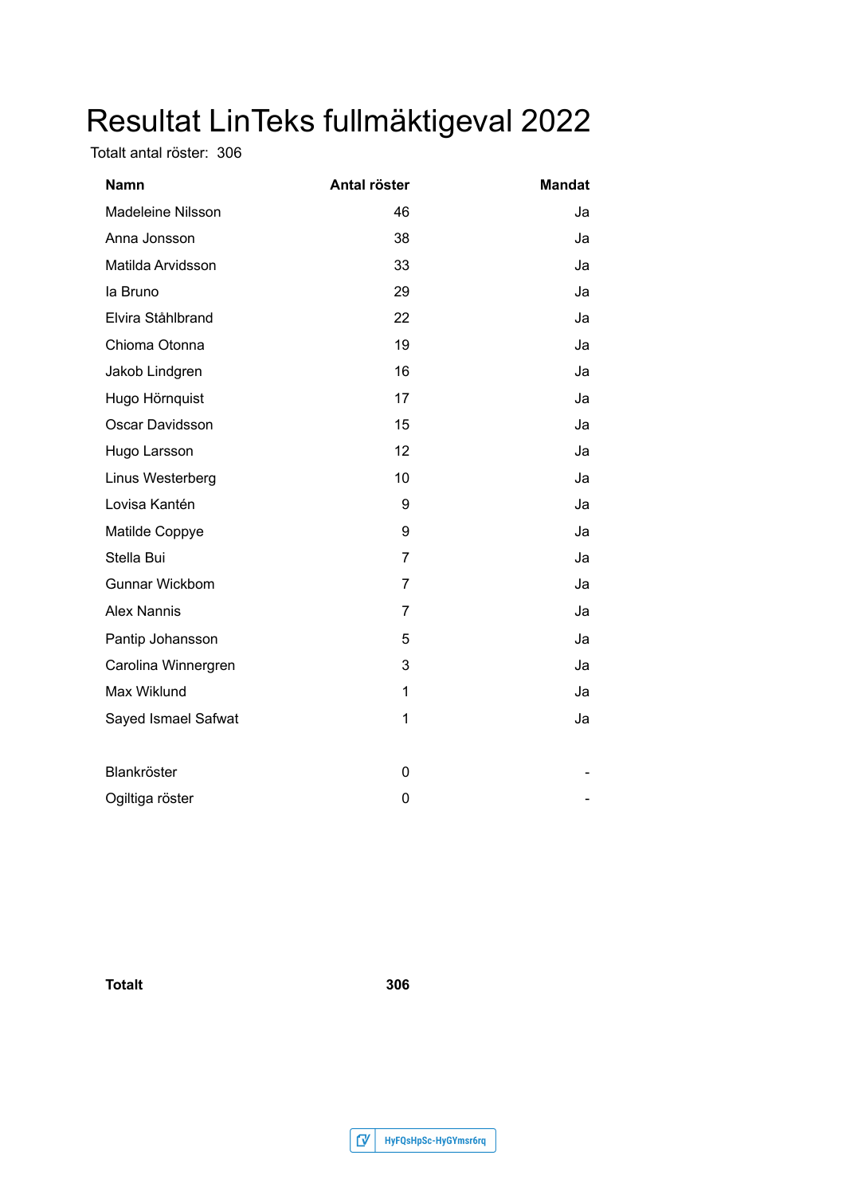# Resultat LinTeks fullmäktigeval 2022

Totalt antal röster: 306

| Namn | Antal röster | Mandat |
|---|---|---|
| Madeleine Nilsson | 46 | Ja |
| Anna Jonsson | 38 | Ja |
| Matilda Arvidsson | 33 | Ja |
| Ia Bruno | 29 | Ja |
| Elvira Ståhlbrand | 22 | Ja |
| Chioma Otonna | 19 | Ja |
| Jakob Lindgren | 16 | Ja |
| Hugo Hörnquist | 17 | Ja |
| Oscar Davidsson | 15 | Ja |
| Hugo Larsson | 12 | Ja |
| Linus Westerberg | 10 | Ja |
| Lovisa Kantén | 9 | Ja |
| Matilde Coppye | 9 | Ja |
| Stella Bui | 7 | Ja |
| Gunnar Wickbom | 7 | Ja |
| Alex Nannis | 7 | Ja |
| Pantip Johansson | 5 | Ja |
| Carolina Winnergren | 3 | Ja |
| Max Wiklund | 1 | Ja |
| Sayed Ismael Safwat | 1 | Ja |
| | | |
| Blankröster | 0 | - |
| Ogiltiga röster | 0 | - |
| | | |
| **Totalt** | **306** | |

HyFQsHpSc-HyGYmsr6rq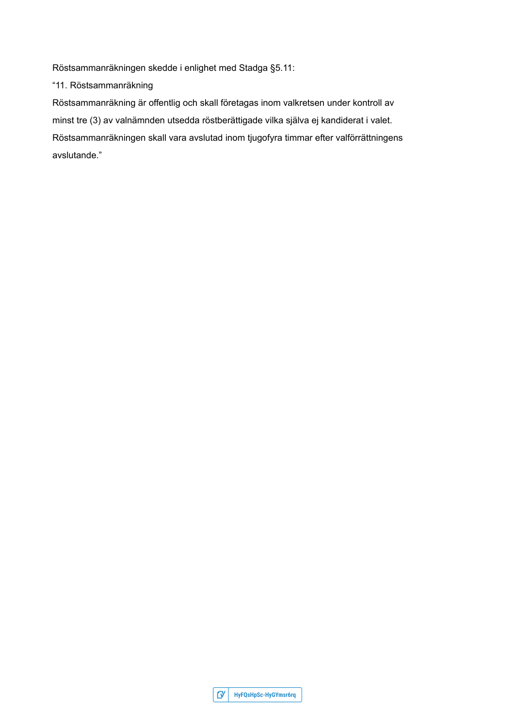Röstsammanräkningen skedde i enlighet med Stadga §5.11:

"11. Röstsammanräkning

Röstsammanräkning är offentlig och skall företagas inom valkretsen under kontroll av minst tre (3) av valnämnden utsedda röstberättigade vilka själva ej kandiderat i valet. Röstsammanräkningen skall vara avslutad inom tjugofyra timmar efter valförrättningens avslutande."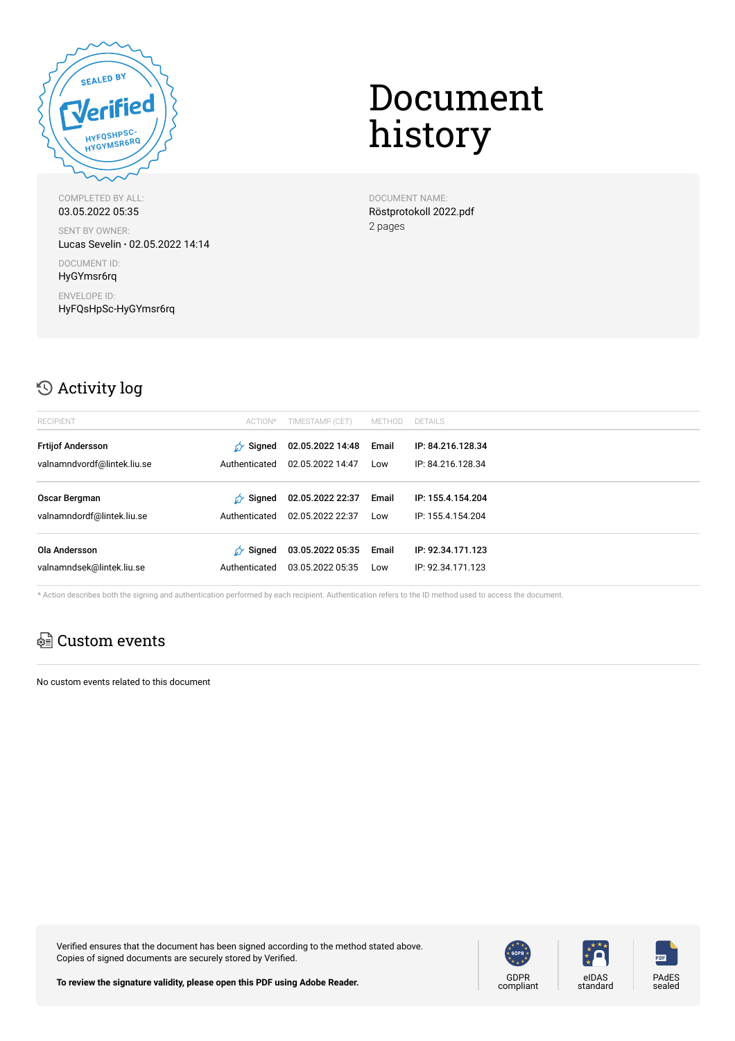SEALED BY Verified HYFQSHPSC-HYGYMSR6RQ

# Document history

COMPLETED BY ALL:
03.05.2022 05:35

SENT BY OWNER:
Lucas Sevelin • 02.05.2022 14:14

DOCUMENT ID:
HyGYmsr6rq

ENVELOPE ID:
HyFQsHpSc-HyGYmsr6rq

DOCUMENT NAME:
Röstprotokoll 2022.pdf
2 pages

## Activity log

| RECIPIENT | ACTION* | TIMESTAMP (CET) | METHOD | DETAILS |
|---|---|---|---|---|
| **Frtijof Andersson** | **Signed** | **02.05.2022 14:48** | **Email** | **IP: 84.216.128.34** |
| valnamndvordf@lintek.liu.se | Authenticated | 02.05.2022 14:47 | Low | IP: 84.216.128.34 |
| **Oscar Bergman** | **Signed** | **02.05.2022 22:37** | **Email** | **IP: 155.4.154.204** |
| valnamndordf@lintek.liu.se | Authenticated | 02.05.2022 22:37 | Low | IP: 155.4.154.204 |
| **Ola Andersson** | **Signed** | **03.05.2022 05:35** | **Email** | **IP: 92.34.171.123** |
| valnamndsek@lintek.liu.se | Authenticated | 03.05.2022 05:35 | Low | IP: 92.34.171.123 |

* Action describes both the signing and authentication performed by each recipient. Authentication refers to the ID method used to access the document.

## Custom events

No custom events related to this document

Verified ensures that the document has been signed according to the method stated above. Copies of signed documents are securely stored by Verified.

**To review the signature validity, please open this PDF using Adobe Reader.**

GDPR compliant | eIDAS standard | PAdES sealed